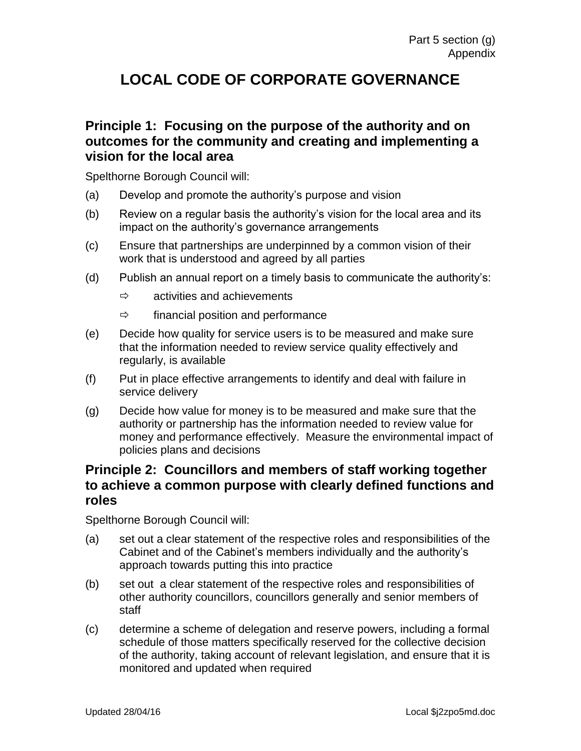# LOCAL CODE OF CORPORATE GOVERNANCE

## Principle 1: Focusing on the purpose of the authority and on outcomes for the community and creating and implementing a vision for the local area

Spelthorne Borough Council will:

(a) Develop and promote the authority's purpose and vision

(b) Review on a regular basis the authority's vision for the local area and its impact on the authority's governance arrangements

(c) Ensure that partnerships are underpinned by a common vision of their work that is understood and agreed by all parties

(d) Publish an annual report on a timely basis to communicate the authority's:

- ⇨ activities and achievements
- ⇨ financial position and performance

(e) Decide how quality for service users is to be measured and make sure that the information needed to review service quality effectively and regularly, is available

(f) Put in place effective arrangements to identify and deal with failure in service delivery

(g) Decide how value for money is to be measured and make sure that the authority or partnership has the information needed to review value for money and performance effectively. Measure the environmental impact of policies plans and decisions

## Principle 2: Councillors and members of staff working together to achieve a common purpose with clearly defined functions and roles

Spelthorne Borough Council will:

(a) set out a clear statement of the respective roles and responsibilities of the Cabinet and of the Cabinet's members individually and the authority's approach towards putting this into practice

(b) set out a clear statement of the respective roles and responsibilities of other authority councillors, councillors generally and senior members of staff

(c) determine a scheme of delegation and reserve powers, including a formal schedule of those matters specifically reserved for the collective decision of the authority, taking account of relevant legislation, and ensure that it is monitored and updated when required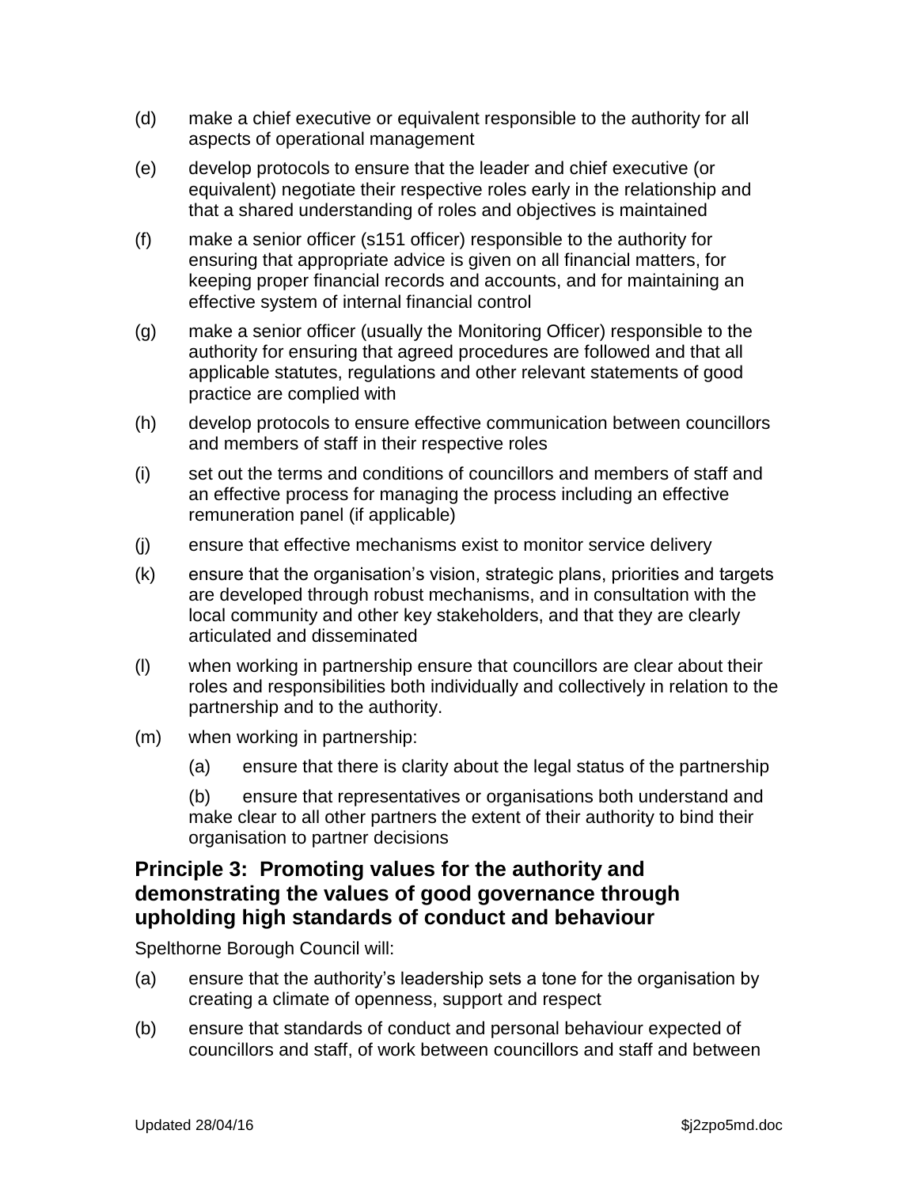(d) make a chief executive or equivalent responsible to the authority for all aspects of operational management

(e) develop protocols to ensure that the leader and chief executive (or equivalent) negotiate their respective roles early in the relationship and that a shared understanding of roles and objectives is maintained

(f) make a senior officer (s151 officer) responsible to the authority for ensuring that appropriate advice is given on all financial matters, for keeping proper financial records and accounts, and for maintaining an effective system of internal financial control

(g) make a senior officer (usually the Monitoring Officer) responsible to the authority for ensuring that agreed procedures are followed and that all applicable statutes, regulations and other relevant statements of good practice are complied with

(h) develop protocols to ensure effective communication between councillors and members of staff in their respective roles

(i) set out the terms and conditions of councillors and members of staff and an effective process for managing the process including an effective remuneration panel (if applicable)

(j) ensure that effective mechanisms exist to monitor service delivery

(k) ensure that the organisation's vision, strategic plans, priorities and targets are developed through robust mechanisms, and in consultation with the local community and other key stakeholders, and that they are clearly articulated and disseminated

(l) when working in partnership ensure that councillors are clear about their roles and responsibilities both individually and collectively in relation to the partnership and to the authority.

(m) when working in partnership:

 (a) ensure that there is clarity about the legal status of the partnership

 (b) ensure that representatives or organisations both understand and make clear to all other partners the extent of their authority to bind their organisation to partner decisions

## Principle 3: Promoting values for the authority and demonstrating the values of good governance through upholding high standards of conduct and behaviour

Spelthorne Borough Council will:

(a) ensure that the authority's leadership sets a tone for the organisation by creating a climate of openness, support and respect

(b) ensure that standards of conduct and personal behaviour expected of councillors and staff, of work between councillors and staff and between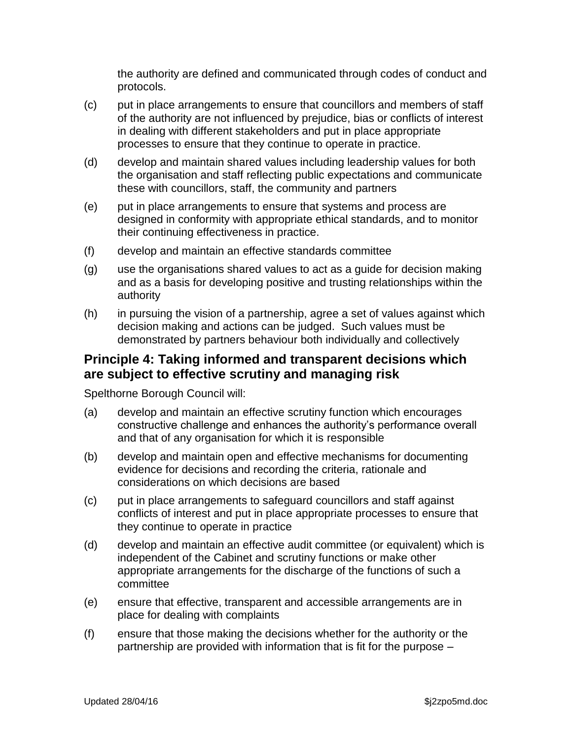the authority are defined and communicated through codes of conduct and protocols.

(c) put in place arrangements to ensure that councillors and members of staff of the authority are not influenced by prejudice, bias or conflicts of interest in dealing with different stakeholders and put in place appropriate processes to ensure that they continue to operate in practice.

(d) develop and maintain shared values including leadership values for both the organisation and staff reflecting public expectations and communicate these with councillors, staff, the community and partners

(e) put in place arrangements to ensure that systems and process are designed in conformity with appropriate ethical standards, and to monitor their continuing effectiveness in practice.

(f) develop and maintain an effective standards committee

(g) use the organisations shared values to act as a guide for decision making and as a basis for developing positive and trusting relationships within the authority

(h) in pursuing the vision of a partnership, agree a set of values against which decision making and actions can be judged. Such values must be demonstrated by partners behaviour both individually and collectively

## Principle 4: Taking informed and transparent decisions which are subject to effective scrutiny and managing risk

Spelthorne Borough Council will:

(a) develop and maintain an effective scrutiny function which encourages constructive challenge and enhances the authority's performance overall and that of any organisation for which it is responsible

(b) develop and maintain open and effective mechanisms for documenting evidence for decisions and recording the criteria, rationale and considerations on which decisions are based

(c) put in place arrangements to safeguard councillors and staff against conflicts of interest and put in place appropriate processes to ensure that they continue to operate in practice

(d) develop and maintain an effective audit committee (or equivalent) which is independent of the Cabinet and scrutiny functions or make other appropriate arrangements for the discharge of the functions of such a committee

(e) ensure that effective, transparent and accessible arrangements are in place for dealing with complaints

(f) ensure that those making the decisions whether for the authority or the partnership are provided with information that is fit for the purpose –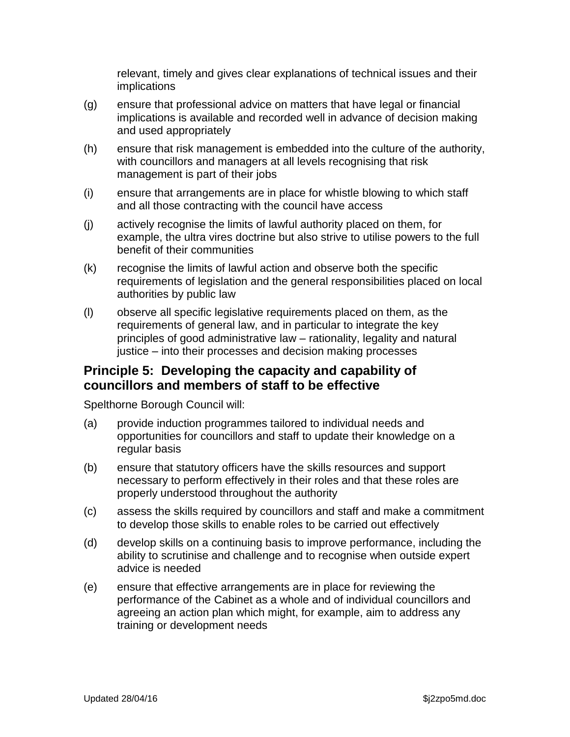relevant, timely and gives clear explanations of technical issues and their implications

(g) ensure that professional advice on matters that have legal or financial implications is available and recorded well in advance of decision making and used appropriately

(h) ensure that risk management is embedded into the culture of the authority, with councillors and managers at all levels recognising that risk management is part of their jobs

(i) ensure that arrangements are in place for whistle blowing to which staff and all those contracting with the council have access

(j) actively recognise the limits of lawful authority placed on them, for example, the ultra vires doctrine but also strive to utilise powers to the full benefit of their communities

(k) recognise the limits of lawful action and observe both the specific requirements of legislation and the general responsibilities placed on local authorities by public law

(l) observe all specific legislative requirements placed on them, as the requirements of general law, and in particular to integrate the key principles of good administrative law – rationality, legality and natural justice – into their processes and decision making processes

## Principle 5: Developing the capacity and capability of councillors and members of staff to be effective

Spelthorne Borough Council will:

(a) provide induction programmes tailored to individual needs and opportunities for councillors and staff to update their knowledge on a regular basis

(b) ensure that statutory officers have the skills resources and support necessary to perform effectively in their roles and that these roles are properly understood throughout the authority

(c) assess the skills required by councillors and staff and make a commitment to develop those skills to enable roles to be carried out effectively

(d) develop skills on a continuing basis to improve performance, including the ability to scrutinise and challenge and to recognise when outside expert advice is needed

(e) ensure that effective arrangements are in place for reviewing the performance of the Cabinet as a whole and of individual councillors and agreeing an action plan which might, for example, aim to address any training or development needs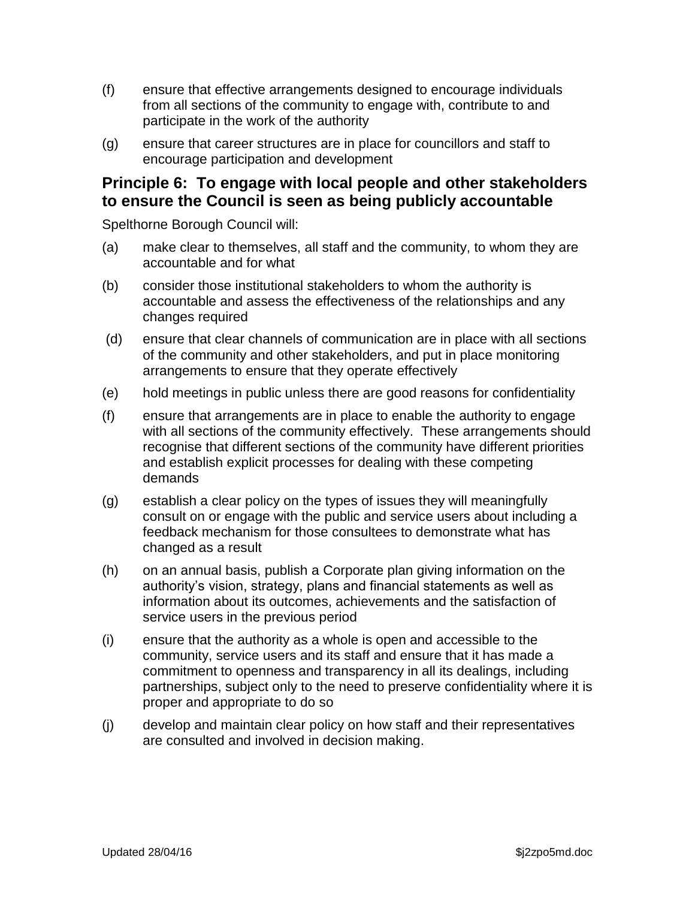(f) ensure that effective arrangements designed to encourage individuals from all sections of the community to engage with, contribute to and participate in the work of the authority

(g) ensure that career structures are in place for councillors and staff to encourage participation and development

## Principle 6: To engage with local people and other stakeholders to ensure the Council is seen as being publicly accountable

Spelthorne Borough Council will:

(a) make clear to themselves, all staff and the community, to whom they are accountable and for what

(b) consider those institutional stakeholders to whom the authority is accountable and assess the effectiveness of the relationships and any changes required

(d) ensure that clear channels of communication are in place with all sections of the community and other stakeholders, and put in place monitoring arrangements to ensure that they operate effectively

(e) hold meetings in public unless there are good reasons for confidentiality

(f) ensure that arrangements are in place to enable the authority to engage with all sections of the community effectively. These arrangements should recognise that different sections of the community have different priorities and establish explicit processes for dealing with these competing demands

(g) establish a clear policy on the types of issues they will meaningfully consult on or engage with the public and service users about including a feedback mechanism for those consultees to demonstrate what has changed as a result

(h) on an annual basis, publish a Corporate plan giving information on the authority's vision, strategy, plans and financial statements as well as information about its outcomes, achievements and the satisfaction of service users in the previous period

(i) ensure that the authority as a whole is open and accessible to the community, service users and its staff and ensure that it has made a commitment to openness and transparency in all its dealings, including partnerships, subject only to the need to preserve confidentiality where it is proper and appropriate to do so

(j) develop and maintain clear policy on how staff and their representatives are consulted and involved in decision making.